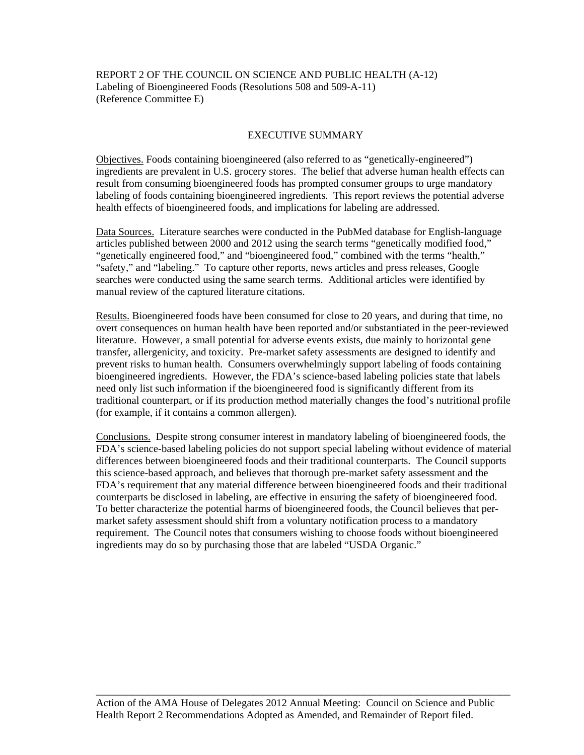REPORT 2 OF THE COUNCIL ON SCIENCE AND PUBLIC HEALTH (A-12)
Labeling of Bioengineered Foods (Resolutions 508 and 509-A-11)
(Reference Committee E)

## EXECUTIVE SUMMARY

Objectives. Foods containing bioengineered (also referred to as "genetically-engineered") ingredients are prevalent in U.S. grocery stores. The belief that adverse human health effects can result from consuming bioengineered foods has prompted consumer groups to urge mandatory labeling of foods containing bioengineered ingredients. This report reviews the potential adverse health effects of bioengineered foods, and implications for labeling are addressed.

Data Sources. Literature searches were conducted in the PubMed database for English-language articles published between 2000 and 2012 using the search terms "genetically modified food," "genetically engineered food," and "bioengineered food," combined with the terms "health," "safety," and "labeling." To capture other reports, news articles and press releases, Google searches were conducted using the same search terms. Additional articles were identified by manual review of the captured literature citations.

Results. Bioengineered foods have been consumed for close to 20 years, and during that time, no overt consequences on human health have been reported and/or substantiated in the peer-reviewed literature. However, a small potential for adverse events exists, due mainly to horizontal gene transfer, allergenicity, and toxicity. Pre-market safety assessments are designed to identify and prevent risks to human health. Consumers overwhelmingly support labeling of foods containing bioengineered ingredients. However, the FDA's science-based labeling policies state that labels need only list such information if the bioengineered food is significantly different from its traditional counterpart, or if its production method materially changes the food's nutritional profile (for example, if it contains a common allergen).

Conclusions. Despite strong consumer interest in mandatory labeling of bioengineered foods, the FDA's science-based labeling policies do not support special labeling without evidence of material differences between bioengineered foods and their traditional counterparts. The Council supports this science-based approach, and believes that thorough pre-market safety assessment and the FDA's requirement that any material difference between bioengineered foods and their traditional counterparts be disclosed in labeling, are effective in ensuring the safety of bioengineered food. To better characterize the potential harms of bioengineered foods, the Council believes that per-market safety assessment should shift from a voluntary notification process to a mandatory requirement. The Council notes that consumers wishing to choose foods without bioengineered ingredients may do so by purchasing those that are labeled "USDA Organic."

---

Action of the AMA House of Delegates 2012 Annual Meeting: Council on Science and Public Health Report 2 Recommendations Adopted as Amended, and Remainder of Report filed.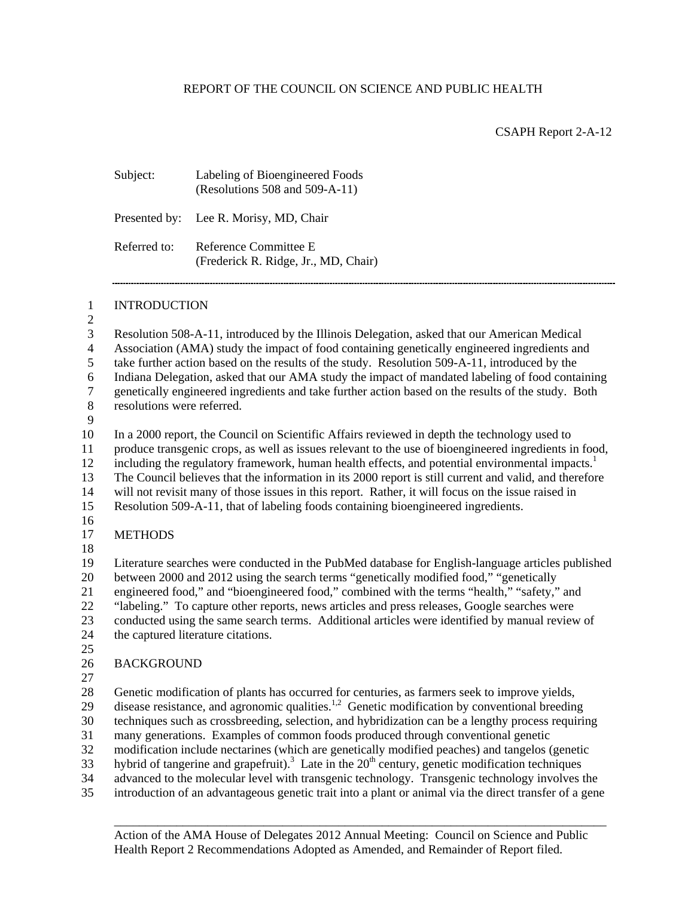# REPORT OF THE COUNCIL ON SCIENCE AND PUBLIC HEALTH

CSAPH Report 2-A-12

Subject: Labeling of Bioengineered Foods
(Resolutions 508 and 509-A-11)

Presented by: Lee R. Morisy, MD, Chair

Referred to: Reference Committee E
(Frederick R. Ridge, Jr., MD, Chair)

---

## INTRODUCTION

Resolution 508-A-11, introduced by the Illinois Delegation, asked that our American Medical Association (AMA) study the impact of food containing genetically engineered ingredients and take further action based on the results of the study. Resolution 509-A-11, introduced by the Indiana Delegation, asked that our AMA study the impact of mandated labeling of food containing genetically engineered ingredients and take further action based on the results of the study. Both resolutions were referred.

In a 2000 report, the Council on Scientific Affairs reviewed in depth the technology used to produce transgenic crops, as well as issues relevant to the use of bioengineered ingredients in food, including the regulatory framework, human health effects, and potential environmental impacts.[1] The Council believes that the information in its 2000 report is still current and valid, and therefore will not revisit many of those issues in this report. Rather, it will focus on the issue raised in Resolution 509-A-11, that of labeling foods containing bioengineered ingredients.

## METHODS

Literature searches were conducted in the PubMed database for English-language articles published between 2000 and 2012 using the search terms "genetically modified food," "genetically engineered food," and "bioengineered food," combined with the terms "health," "safety," and "labeling." To capture other reports, news articles and press releases, Google searches were conducted using the same search terms. Additional articles were identified by manual review of the captured literature citations.

## BACKGROUND

Genetic modification of plants has occurred for centuries, as farmers seek to improve yields, disease resistance, and agronomic qualities.[1,2] Genetic modification by conventional breeding techniques such as crossbreeding, selection, and hybridization can be a lengthy process requiring many generations. Examples of common foods produced through conventional genetic modification include nectarines (which are genetically modified peaches) and tangelos (genetic hybrid of tangerine and grapefruit).[3] Late in the 20th century, genetic modification techniques advanced to the molecular level with transgenic technology. Transgenic technology involves the introduction of an advantageous genetic trait into a plant or animal via the direct transfer of a gene

---

Action of the AMA House of Delegates 2012 Annual Meeting: Council on Science and Public Health Report 2 Recommendations Adopted as Amended, and Remainder of Report filed.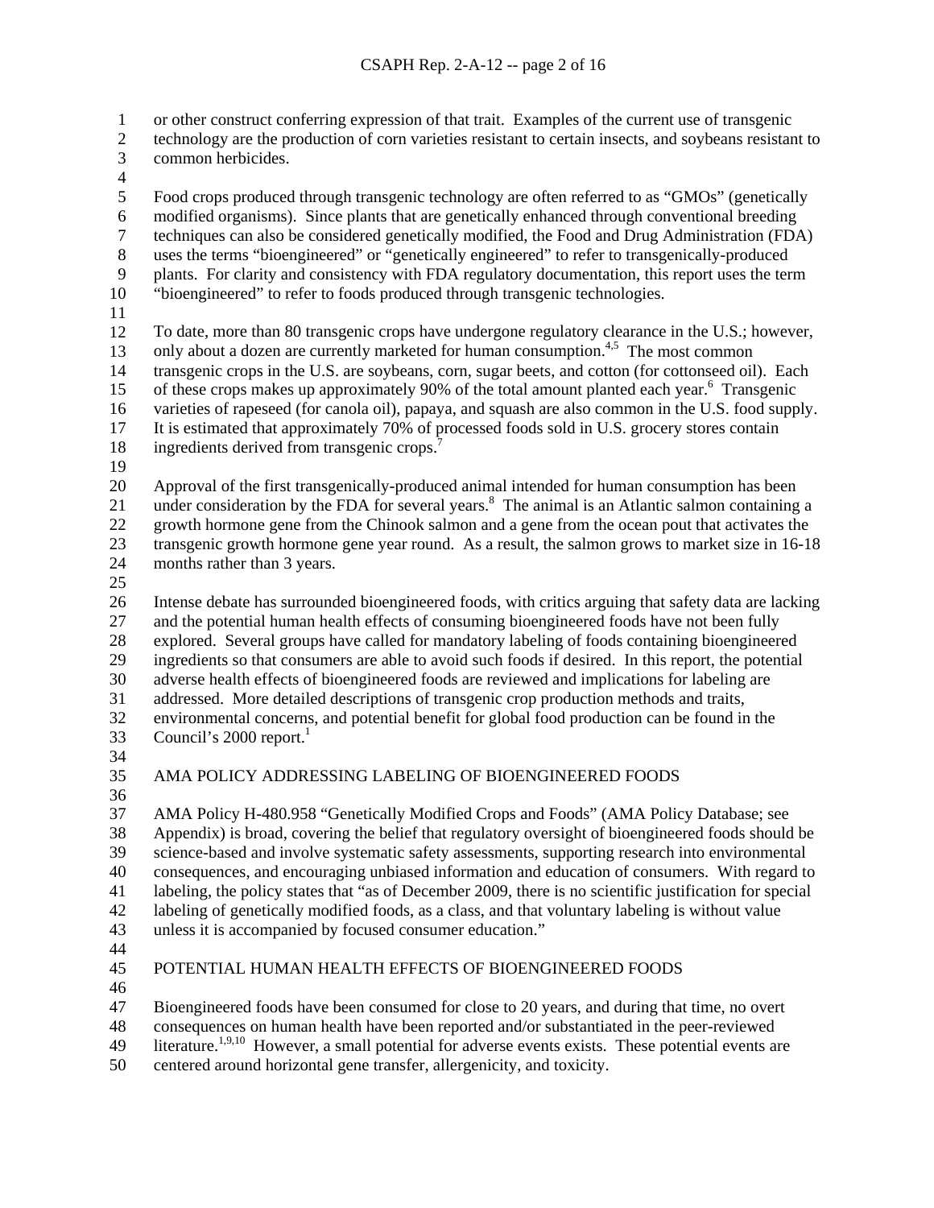or other construct conferring expression of that trait. Examples of the current use of transgenic technology are the production of corn varieties resistant to certain insects, and soybeans resistant to common herbicides.

Food crops produced through transgenic technology are often referred to as "GMOs" (genetically modified organisms). Since plants that are genetically enhanced through conventional breeding techniques can also be considered genetically modified, the Food and Drug Administration (FDA) uses the terms "bioengineered" or "genetically engineered" to refer to transgenically-produced plants. For clarity and consistency with FDA regulatory documentation, this report uses the term "bioengineered" to refer to foods produced through transgenic technologies.

To date, more than 80 transgenic crops have undergone regulatory clearance in the U.S.; however, only about a dozen are currently marketed for human consumption.[4,5] The most common transgenic crops in the U.S. are soybeans, corn, sugar beets, and cotton (for cottonseed oil). Each of these crops makes up approximately 90% of the total amount planted each year.[6] Transgenic varieties of rapeseed (for canola oil), papaya, and squash are also common in the U.S. food supply. It is estimated that approximately 70% of processed foods sold in U.S. grocery stores contain ingredients derived from transgenic crops.[7]

Approval of the first transgenically-produced animal intended for human consumption has been under consideration by the FDA for several years.[8] The animal is an Atlantic salmon containing a growth hormone gene from the Chinook salmon and a gene from the ocean pout that activates the transgenic growth hormone gene year round. As a result, the salmon grows to market size in 16-18 months rather than 3 years.

Intense debate has surrounded bioengineered foods, with critics arguing that safety data are lacking and the potential human health effects of consuming bioengineered foods have not been fully explored. Several groups have called for mandatory labeling of foods containing bioengineered ingredients so that consumers are able to avoid such foods if desired. In this report, the potential adverse health effects of bioengineered foods are reviewed and implications for labeling are addressed. More detailed descriptions of transgenic crop production methods and traits, environmental concerns, and potential benefit for global food production can be found in the Council's 2000 report.[1]

## AMA POLICY ADDRESSING LABELING OF BIOENGINEERED FOODS

AMA Policy H-480.958 "Genetically Modified Crops and Foods" (AMA Policy Database; see Appendix) is broad, covering the belief that regulatory oversight of bioengineered foods should be science-based and involve systematic safety assessments, supporting research into environmental consequences, and encouraging unbiased information and education of consumers. With regard to labeling, the policy states that "as of December 2009, there is no scientific justification for special labeling of genetically modified foods, as a class, and that voluntary labeling is without value unless it is accompanied by focused consumer education."

## POTENTIAL HUMAN HEALTH EFFECTS OF BIOENGINEERED FOODS

Bioengineered foods have been consumed for close to 20 years, and during that time, no overt consequences on human health have been reported and/or substantiated in the peer-reviewed literature.[1,9,10] However, a small potential for adverse events exists. These potential events are centered around horizontal gene transfer, allergenicity, and toxicity.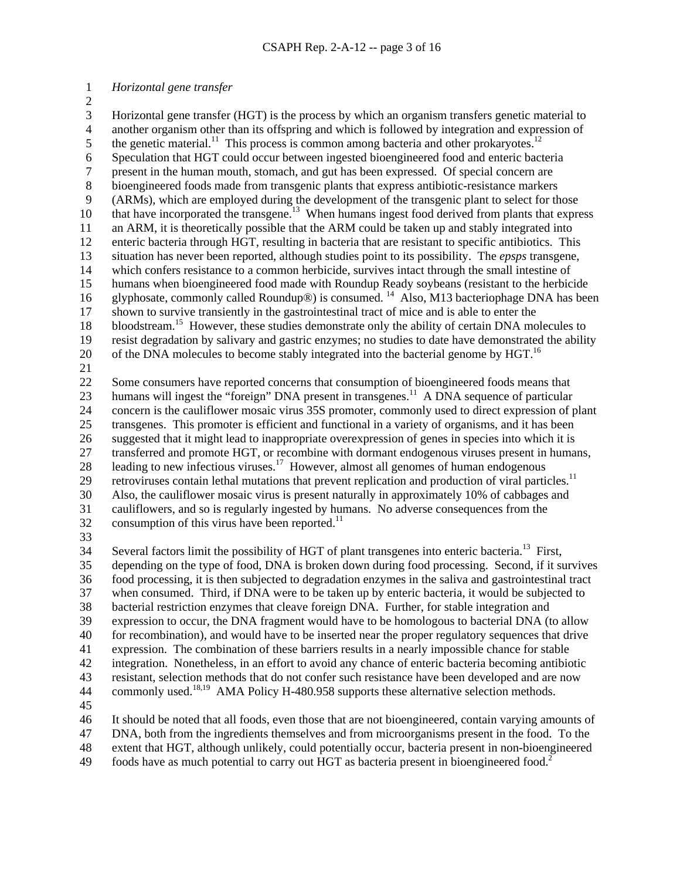*Horizontal gene transfer*

Horizontal gene transfer (HGT) is the process by which an organism transfers genetic material to another organism other than its offspring and which is followed by integration and expression of the genetic material.[11] This process is common among bacteria and other prokaryotes.[12] Speculation that HGT could occur between ingested bioengineered food and enteric bacteria present in the human mouth, stomach, and gut has been expressed. Of special concern are bioengineered foods made from transgenic plants that express antibiotic-resistance markers (ARMs), which are employed during the development of the transgenic plant to select for those that have incorporated the transgene.[13] When humans ingest food derived from plants that express an ARM, it is theoretically possible that the ARM could be taken up and stably integrated into enteric bacteria through HGT, resulting in bacteria that are resistant to specific antibiotics. This situation has never been reported, although studies point to its possibility. The *epsps* transgene, which confers resistance to a common herbicide, survives intact through the small intestine of humans when bioengineered food made with Roundup Ready soybeans (resistant to the herbicide glyphosate, commonly called Roundup®) is consumed.[14] Also, M13 bacteriophage DNA has been shown to survive transiently in the gastrointestinal tract of mice and is able to enter the bloodstream.[15] However, these studies demonstrate only the ability of certain DNA molecules to resist degradation by salivary and gastric enzymes; no studies to date have demonstrated the ability of the DNA molecules to become stably integrated into the bacterial genome by HGT.[16]

Some consumers have reported concerns that consumption of bioengineered foods means that humans will ingest the "foreign" DNA present in transgenes.[11] A DNA sequence of particular concern is the cauliflower mosaic virus 35S promoter, commonly used to direct expression of plant transgenes. This promoter is efficient and functional in a variety of organisms, and it has been suggested that it might lead to inappropriate overexpression of genes in species into which it is transferred and promote HGT, or recombine with dormant endogenous viruses present in humans, leading to new infectious viruses.[17] However, almost all genomes of human endogenous retroviruses contain lethal mutations that prevent replication and production of viral particles.[11] Also, the cauliflower mosaic virus is present naturally in approximately 10% of cabbages and cauliflowers, and so is regularly ingested by humans. No adverse consequences from the consumption of this virus have been reported.[11]

Several factors limit the possibility of HGT of plant transgenes into enteric bacteria.[13] First, depending on the type of food, DNA is broken down during food processing. Second, if it survives food processing, it is then subjected to degradation enzymes in the saliva and gastrointestinal tract when consumed. Third, if DNA were to be taken up by enteric bacteria, it would be subjected to bacterial restriction enzymes that cleave foreign DNA. Further, for stable integration and expression to occur, the DNA fragment would have to be homologous to bacterial DNA (to allow for recombination), and would have to be inserted near the proper regulatory sequences that drive expression. The combination of these barriers results in a nearly impossible chance for stable integration. Nonetheless, in an effort to avoid any chance of enteric bacteria becoming antibiotic resistant, selection methods that do not confer such resistance have been developed and are now commonly used.[18,19] AMA Policy H-480.958 supports these alternative selection methods.

It should be noted that all foods, even those that are not bioengineered, contain varying amounts of DNA, both from the ingredients themselves and from microorganisms present in the food. To the extent that HGT, although unlikely, could potentially occur, bacteria present in non-bioengineered foods have as much potential to carry out HGT as bacteria present in bioengineered food.[2]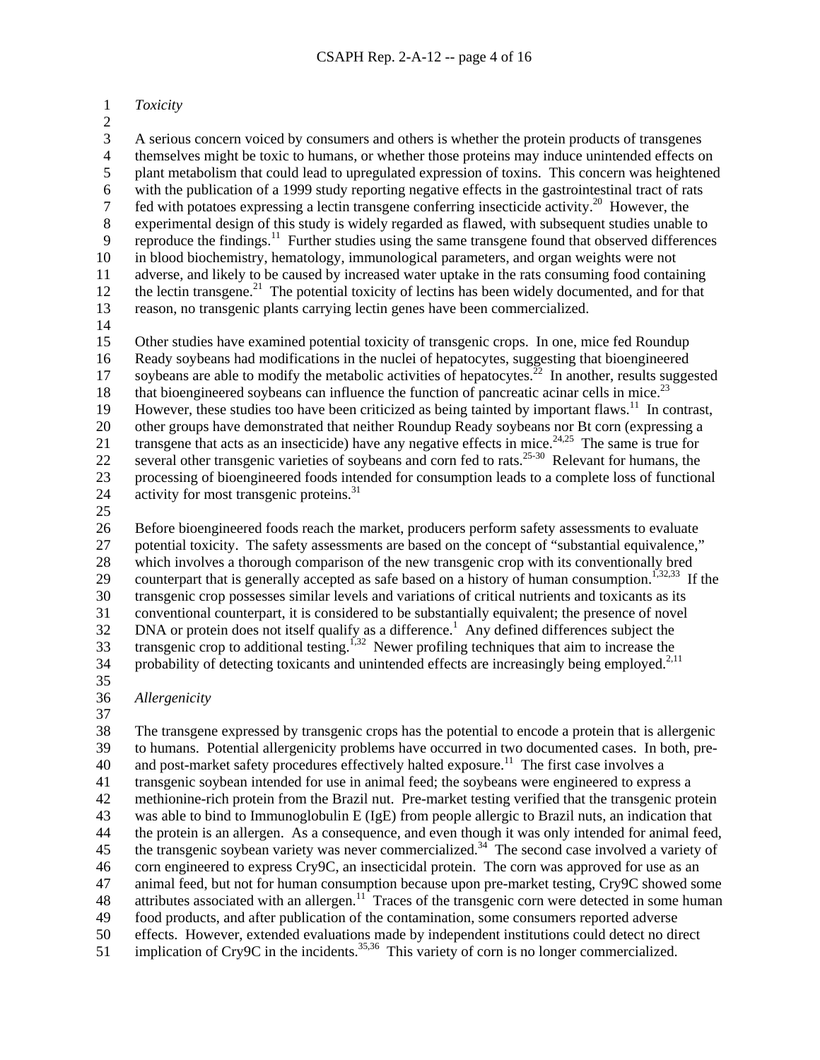*Toxicity*

A serious concern voiced by consumers and others is whether the protein products of transgenes themselves might be toxic to humans, or whether those proteins may induce unintended effects on plant metabolism that could lead to upregulated expression of toxins. This concern was heightened with the publication of a 1999 study reporting negative effects in the gastrointestinal tract of rats fed with potatoes expressing a lectin transgene conferring insecticide activity.[20] However, the experimental design of this study is widely regarded as flawed, with subsequent studies unable to reproduce the findings.[11] Further studies using the same transgene found that observed differences in blood biochemistry, hematology, immunological parameters, and organ weights were not adverse, and likely to be caused by increased water uptake in the rats consuming food containing the lectin transgene.[21] The potential toxicity of lectins has been widely documented, and for that reason, no transgenic plants carrying lectin genes have been commercialized.

Other studies have examined potential toxicity of transgenic crops. In one, mice fed Roundup Ready soybeans had modifications in the nuclei of hepatocytes, suggesting that bioengineered soybeans are able to modify the metabolic activities of hepatocytes.[22] In another, results suggested that bioengineered soybeans can influence the function of pancreatic acinar cells in mice.[23] However, these studies too have been criticized as being tainted by important flaws.[11] In contrast, other groups have demonstrated that neither Roundup Ready soybeans nor Bt corn (expressing a transgene that acts as an insecticide) have any negative effects in mice.[24,25] The same is true for several other transgenic varieties of soybeans and corn fed to rats.[25-30] Relevant for humans, the processing of bioengineered foods intended for consumption leads to a complete loss of functional activity for most transgenic proteins.[31]

Before bioengineered foods reach the market, producers perform safety assessments to evaluate potential toxicity. The safety assessments are based on the concept of "substantial equivalence," which involves a thorough comparison of the new transgenic crop with its conventionally bred counterpart that is generally accepted as safe based on a history of human consumption.[1,32,33] If the transgenic crop possesses similar levels and variations of critical nutrients and toxicants as its conventional counterpart, it is considered to be substantially equivalent; the presence of novel DNA or protein does not itself qualify as a difference.[1] Any defined differences subject the transgenic crop to additional testing.[1,32] Newer profiling techniques that aim to increase the probability of detecting toxicants and unintended effects are increasingly being employed.[2,11]

*Allergenicity*

The transgene expressed by transgenic crops has the potential to encode a protein that is allergenic to humans. Potential allergenicity problems have occurred in two documented cases. In both, pre- and post-market safety procedures effectively halted exposure.[11] The first case involves a transgenic soybean intended for use in animal feed; the soybeans were engineered to express a methionine-rich protein from the Brazil nut. Pre-market testing verified that the transgenic protein was able to bind to Immunoglobulin E (IgE) from people allergic to Brazil nuts, an indication that the protein is an allergen. As a consequence, and even though it was only intended for animal feed, the transgenic soybean variety was never commercialized.[34] The second case involved a variety of corn engineered to express Cry9C, an insecticidal protein. The corn was approved for use as an animal feed, but not for human consumption because upon pre-market testing, Cry9C showed some attributes associated with an allergen.[11] Traces of the transgenic corn were detected in some human food products, and after publication of the contamination, some consumers reported adverse effects. However, extended evaluations made by independent institutions could detect no direct implication of Cry9C in the incidents.[35,36] This variety of corn is no longer commercialized.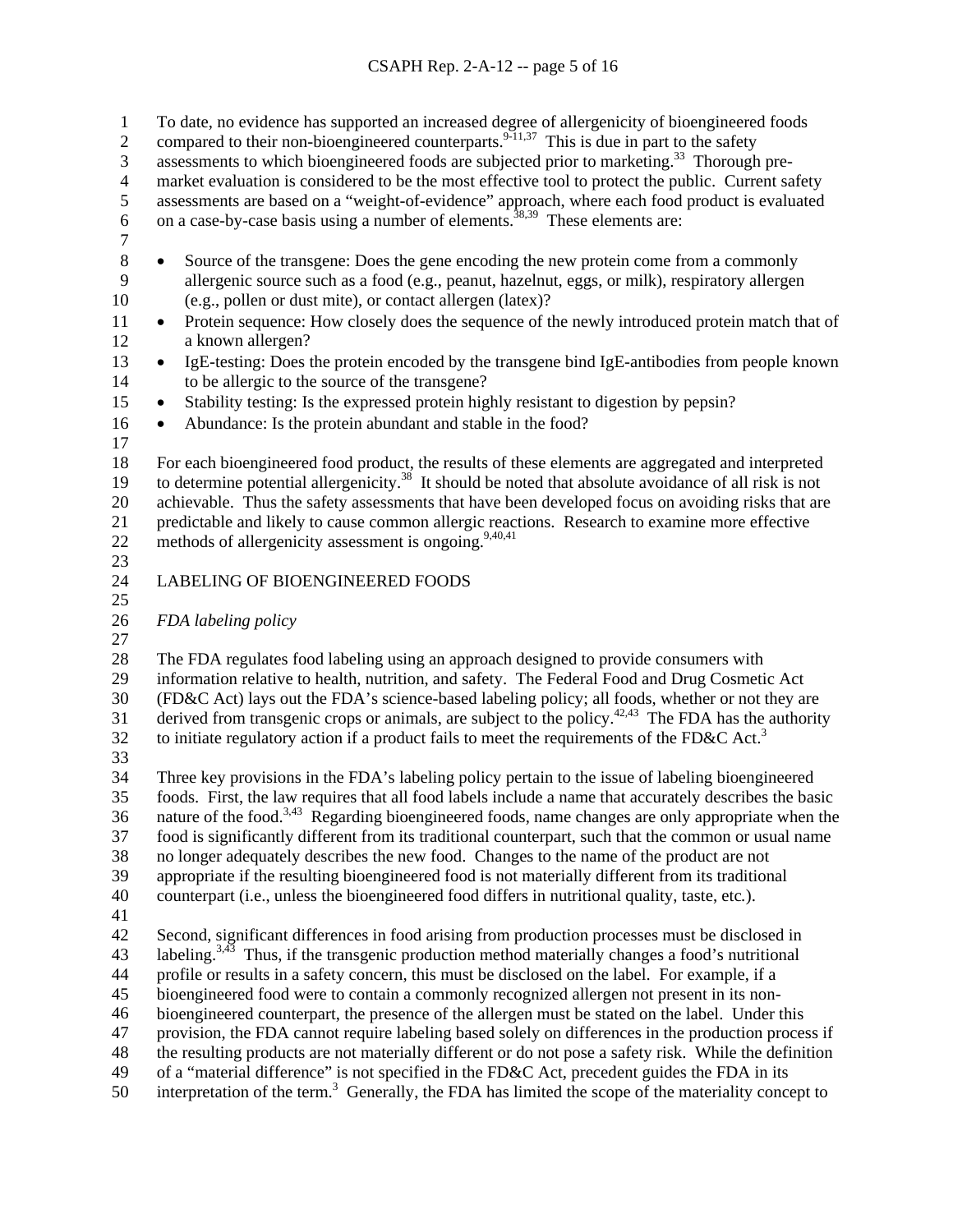To date, no evidence has supported an increased degree of allergenicity of bioengineered foods compared to their non-bioengineered counterparts.[9-11,37] This is due in part to the safety assessments to which bioengineered foods are subjected prior to marketing.[33] Thorough pre-market evaluation is considered to be the most effective tool to protect the public. Current safety assessments are based on a "weight-of-evidence" approach, where each food product is evaluated on a case-by-case basis using a number of elements.[38,39] These elements are:

- Source of the transgene: Does the gene encoding the new protein come from a commonly allergenic source such as a food (e.g., peanut, hazelnut, eggs, or milk), respiratory allergen (e.g., pollen or dust mite), or contact allergen (latex)?
- Protein sequence: How closely does the sequence of the newly introduced protein match that of a known allergen?
- IgE-testing: Does the protein encoded by the transgene bind IgE-antibodies from people known to be allergic to the source of the transgene?
- Stability testing: Is the expressed protein highly resistant to digestion by pepsin?
- Abundance: Is the protein abundant and stable in the food?

For each bioengineered food product, the results of these elements are aggregated and interpreted to determine potential allergenicity.[38] It should be noted that absolute avoidance of all risk is not achievable. Thus the safety assessments that have been developed focus on avoiding risks that are predictable and likely to cause common allergic reactions. Research to examine more effective methods of allergenicity assessment is ongoing.[9,40,41]

## LABELING OF BIOENGINEERED FOODS

### *FDA labeling policy*

The FDA regulates food labeling using an approach designed to provide consumers with information relative to health, nutrition, and safety. The Federal Food and Drug Cosmetic Act (FD&C Act) lays out the FDA's science-based labeling policy; all foods, whether or not they are derived from transgenic crops or animals, are subject to the policy.[42,43] The FDA has the authority to initiate regulatory action if a product fails to meet the requirements of the FD&C Act.[3]

Three key provisions in the FDA's labeling policy pertain to the issue of labeling bioengineered foods. First, the law requires that all food labels include a name that accurately describes the basic nature of the food.[3,43] Regarding bioengineered foods, name changes are only appropriate when the food is significantly different from its traditional counterpart, such that the common or usual name no longer adequately describes the new food. Changes to the name of the product are not appropriate if the resulting bioengineered food is not materially different from its traditional counterpart (i.e., unless the bioengineered food differs in nutritional quality, taste, etc.).

Second, significant differences in food arising from production processes must be disclosed in labeling.[3,43] Thus, if the transgenic production method materially changes a food's nutritional profile or results in a safety concern, this must be disclosed on the label. For example, if a bioengineered food were to contain a commonly recognized allergen not present in its non-bioengineered counterpart, the presence of the allergen must be stated on the label. Under this provision, the FDA cannot require labeling based solely on differences in the production process if the resulting products are not materially different or do not pose a safety risk. While the definition of a "material difference" is not specified in the FD&C Act, precedent guides the FDA in its interpretation of the term.[3] Generally, the FDA has limited the scope of the materiality concept to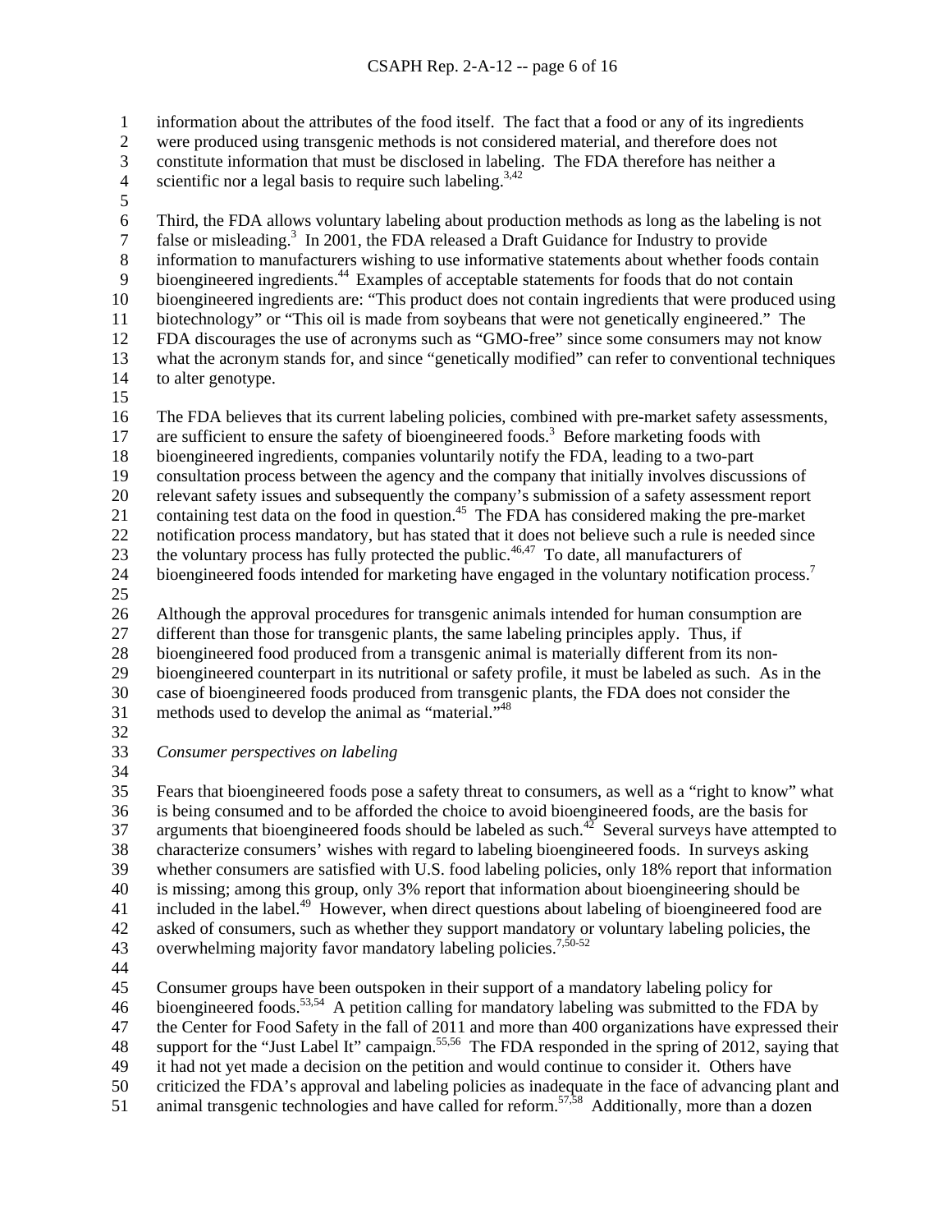information about the attributes of the food itself. The fact that a food or any of its ingredients were produced using transgenic methods is not considered material, and therefore does not constitute information that must be disclosed in labeling. The FDA therefore has neither a scientific nor a legal basis to require such labeling.[3,42]

Third, the FDA allows voluntary labeling about production methods as long as the labeling is not false or misleading.[3] In 2001, the FDA released a Draft Guidance for Industry to provide information to manufacturers wishing to use informative statements about whether foods contain bioengineered ingredients.[44] Examples of acceptable statements for foods that do not contain bioengineered ingredients are: "This product does not contain ingredients that were produced using biotechnology" or "This oil is made from soybeans that were not genetically engineered." The FDA discourages the use of acronyms such as "GMO-free" since some consumers may not know what the acronym stands for, and since "genetically modified" can refer to conventional techniques to alter genotype.

The FDA believes that its current labeling policies, combined with pre-market safety assessments, are sufficient to ensure the safety of bioengineered foods.[3] Before marketing foods with bioengineered ingredients, companies voluntarily notify the FDA, leading to a two-part consultation process between the agency and the company that initially involves discussions of relevant safety issues and subsequently the company's submission of a safety assessment report containing test data on the food in question.[45] The FDA has considered making the pre-market notification process mandatory, but has stated that it does not believe such a rule is needed since the voluntary process has fully protected the public.[46,47] To date, all manufacturers of bioengineered foods intended for marketing have engaged in the voluntary notification process.[7]

Although the approval procedures for transgenic animals intended for human consumption are different than those for transgenic plants, the same labeling principles apply. Thus, if bioengineered food produced from a transgenic animal is materially different from its non-bioengineered counterpart in its nutritional or safety profile, it must be labeled as such. As in the case of bioengineered foods produced from transgenic plants, the FDA does not consider the methods used to develop the animal as "material."[48]

*Consumer perspectives on labeling*

Fears that bioengineered foods pose a safety threat to consumers, as well as a "right to know" what is being consumed and to be afforded the choice to avoid bioengineered foods, are the basis for arguments that bioengineered foods should be labeled as such.[42] Several surveys have attempted to characterize consumers' wishes with regard to labeling bioengineered foods. In surveys asking whether consumers are satisfied with U.S. food labeling policies, only 18% report that information is missing; among this group, only 3% report that information about bioengineering should be included in the label.[49] However, when direct questions about labeling of bioengineered food are asked of consumers, such as whether they support mandatory or voluntary labeling policies, the overwhelming majority favor mandatory labeling policies.[7,50-52]

Consumer groups have been outspoken in their support of a mandatory labeling policy for bioengineered foods.[53,54] A petition calling for mandatory labeling was submitted to the FDA by the Center for Food Safety in the fall of 2011 and more than 400 organizations have expressed their support for the "Just Label It" campaign.[55,56] The FDA responded in the spring of 2012, saying that it had not yet made a decision on the petition and would continue to consider it. Others have criticized the FDA's approval and labeling policies as inadequate in the face of advancing plant and animal transgenic technologies and have called for reform.[57,58] Additionally, more than a dozen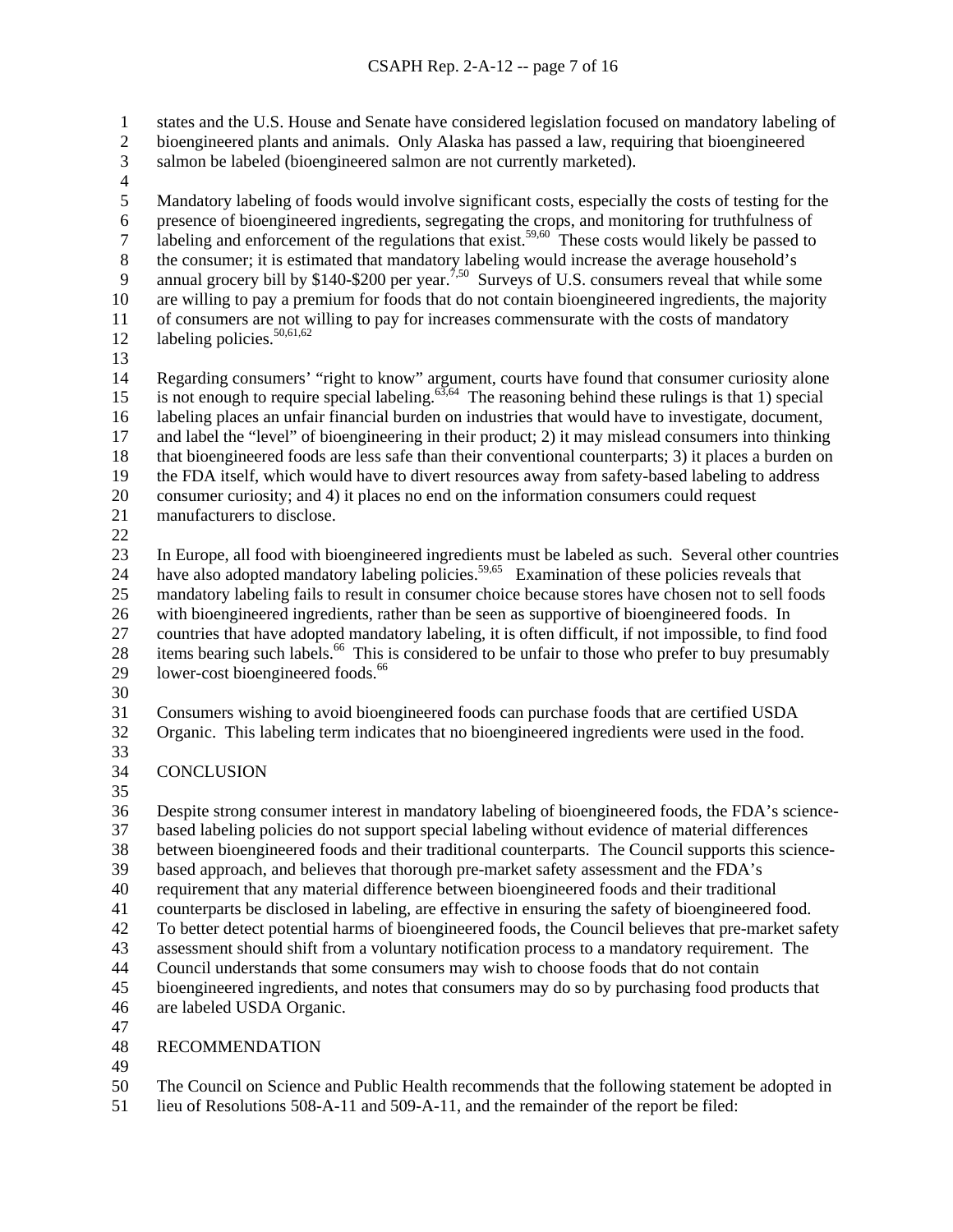states and the U.S. House and Senate have considered legislation focused on mandatory labeling of bioengineered plants and animals. Only Alaska has passed a law, requiring that bioengineered salmon be labeled (bioengineered salmon are not currently marketed).

Mandatory labeling of foods would involve significant costs, especially the costs of testing for the presence of bioengineered ingredients, segregating the crops, and monitoring for truthfulness of labeling and enforcement of the regulations that exist.[59,60] These costs would likely be passed to the consumer; it is estimated that mandatory labeling would increase the average household's annual grocery bill by $140-$200 per year.[7,50] Surveys of U.S. consumers reveal that while some are willing to pay a premium for foods that do not contain bioengineered ingredients, the majority of consumers are not willing to pay for increases commensurate with the costs of mandatory labeling policies.[50,61,62]

Regarding consumers' "right to know" argument, courts have found that consumer curiosity alone is not enough to require special labeling.[63,64] The reasoning behind these rulings is that 1) special labeling places an unfair financial burden on industries that would have to investigate, document, and label the "level" of bioengineering in their product; 2) it may mislead consumers into thinking that bioengineered foods are less safe than their conventional counterparts; 3) it places a burden on the FDA itself, which would have to divert resources away from safety-based labeling to address consumer curiosity; and 4) it places no end on the information consumers could request manufacturers to disclose.

In Europe, all food with bioengineered ingredients must be labeled as such. Several other countries have also adopted mandatory labeling policies.[59,65] Examination of these policies reveals that mandatory labeling fails to result in consumer choice because stores have chosen not to sell foods with bioengineered ingredients, rather than be seen as supportive of bioengineered foods. In countries that have adopted mandatory labeling, it is often difficult, if not impossible, to find food items bearing such labels.[66] This is considered to be unfair to those who prefer to buy presumably lower-cost bioengineered foods.[66]

Consumers wishing to avoid bioengineered foods can purchase foods that are certified USDA Organic. This labeling term indicates that no bioengineered ingredients were used in the food.

## CONCLUSION

Despite strong consumer interest in mandatory labeling of bioengineered foods, the FDA's science-based labeling policies do not support special labeling without evidence of material differences between bioengineered foods and their traditional counterparts. The Council supports this science-based approach, and believes that thorough pre-market safety assessment and the FDA's requirement that any material difference between bioengineered foods and their traditional counterparts be disclosed in labeling, are effective in ensuring the safety of bioengineered food. To better detect potential harms of bioengineered foods, the Council believes that pre-market safety assessment should shift from a voluntary notification process to a mandatory requirement. The Council understands that some consumers may wish to choose foods that do not contain bioengineered ingredients, and notes that consumers may do so by purchasing food products that are labeled USDA Organic.

## RECOMMENDATION

The Council on Science and Public Health recommends that the following statement be adopted in lieu of Resolutions 508-A-11 and 509-A-11, and the remainder of the report be filed: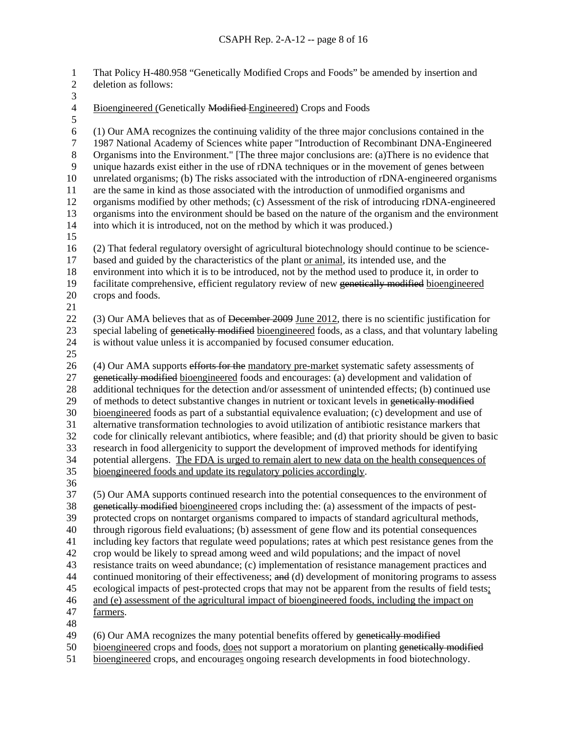That Policy H-480.958 "Genetically Modified Crops and Foods" be amended by insertion and deletion as follows:

<u>Bioengineered (</u>Genetically ~~Modified~~ <u>Engineered)</u> Crops and Foods

(1) Our AMA recognizes the continuing validity of the three major conclusions contained in the 1987 National Academy of Sciences white paper "Introduction of Recombinant DNA-Engineered Organisms into the Environment." [The three major conclusions are: (a)There is no evidence that unique hazards exist either in the use of rDNA techniques or in the movement of genes between unrelated organisms; (b) The risks associated with the introduction of rDNA-engineered organisms are the same in kind as those associated with the introduction of unmodified organisms and organisms modified by other methods; (c) Assessment of the risk of introducing rDNA-engineered organisms into the environment should be based on the nature of the organism and the environment into which it is introduced, not on the method by which it was produced.)

(2) That federal regulatory oversight of agricultural biotechnology should continue to be science-based and guided by the characteristics of the plant <u>or animal</u>, its intended use, and the environment into which it is to be introduced, not by the method used to produce it, in order to facilitate comprehensive, efficient regulatory review of new ~~genetically modified~~ <u>bioengineered</u> crops and foods.

(3) Our AMA believes that as of ~~December 2009~~ <u>June 2012</u>, there is no scientific justification for special labeling of ~~genetically modified~~ <u>bioengineered</u> foods, as a class, and that voluntary labeling is without value unless it is accompanied by focused consumer education.

(4) Our AMA supports ~~efforts for the~~ <u>mandatory pre-market</u> systematic safety assessment<u>s</u> of ~~genetically modified~~ <u>bioengineered</u> foods and encourages: (a) development and validation of additional techniques for the detection and/or assessment of unintended effects; (b) continued use of methods to detect substantive changes in nutrient or toxicant levels in ~~genetically modified~~ <u>bioengineered</u> foods as part of a substantial equivalence evaluation; (c) development and use of alternative transformation technologies to avoid utilization of antibiotic resistance markers that code for clinically relevant antibiotics, where feasible; and (d) that priority should be given to basic research in food allergenicity to support the development of improved methods for identifying potential allergens. <u>The FDA is urged to remain alert to new data on the health consequences of bioengineered foods and update its regulatory policies accordingly</u>.

(5) Our AMA supports continued research into the potential consequences to the environment of ~~genetically modified~~ <u>bioengineered</u> crops including the: (a) assessment of the impacts of pest-protected crops on nontarget organisms compared to impacts of standard agricultural methods, through rigorous field evaluations; (b) assessment of gene flow and its potential consequences including key factors that regulate weed populations; rates at which pest resistance genes from the crop would be likely to spread among weed and wild populations; and the impact of novel resistance traits on weed abundance; (c) implementation of resistance management practices and continued monitoring of their effectiveness; ~~and~~ (d) development of monitoring programs to assess ecological impacts of pest-protected crops that may not be apparent from the results of field tests<u>; and (e) assessment of the agricultural impact of bioengineered foods, including the impact on farmers</u>.

(6) Our AMA recognizes the many potential benefits offered by ~~genetically modified~~ <u>bioengineered</u> crops and foods, <u>does</u> not support a moratorium on planting ~~genetically modified~~ <u>bioengineered</u> crops, and encourage<u>s</u> ongoing research developments in food biotechnology.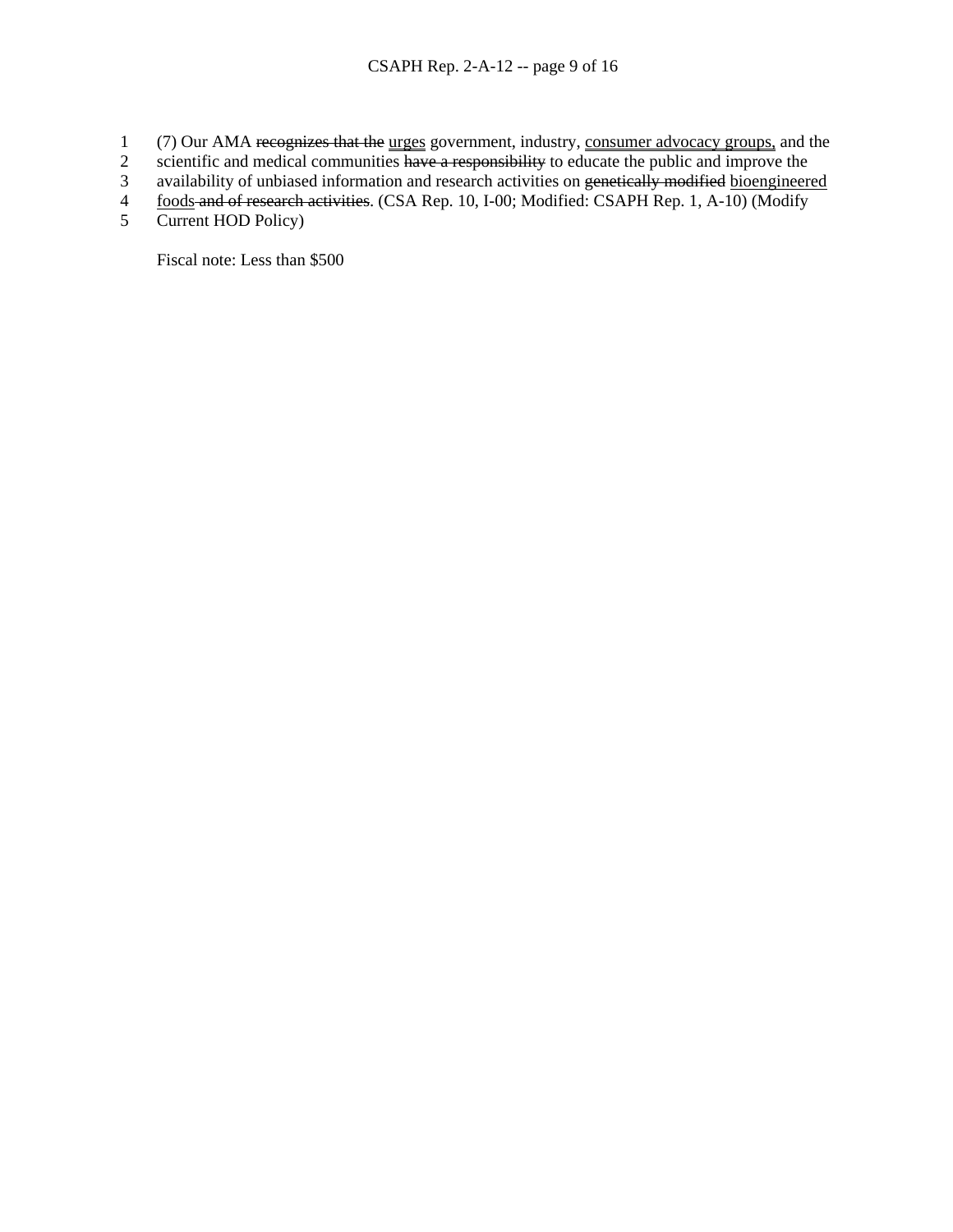(7) Our AMA ~~recognizes that the~~ <u>urges</u> government, industry, <u>consumer advocacy groups,</u> and the scientific and medical communities ~~have a responsibility~~ to educate the public and improve the availability of unbiased information and research activities on ~~genetically modified~~ <u>bioengineered foods</u> ~~and of research activities~~. (CSA Rep. 10, I-00; Modified: CSAPH Rep. 1, A-10) (Modify Current HOD Policy)

Fiscal note: Less than $500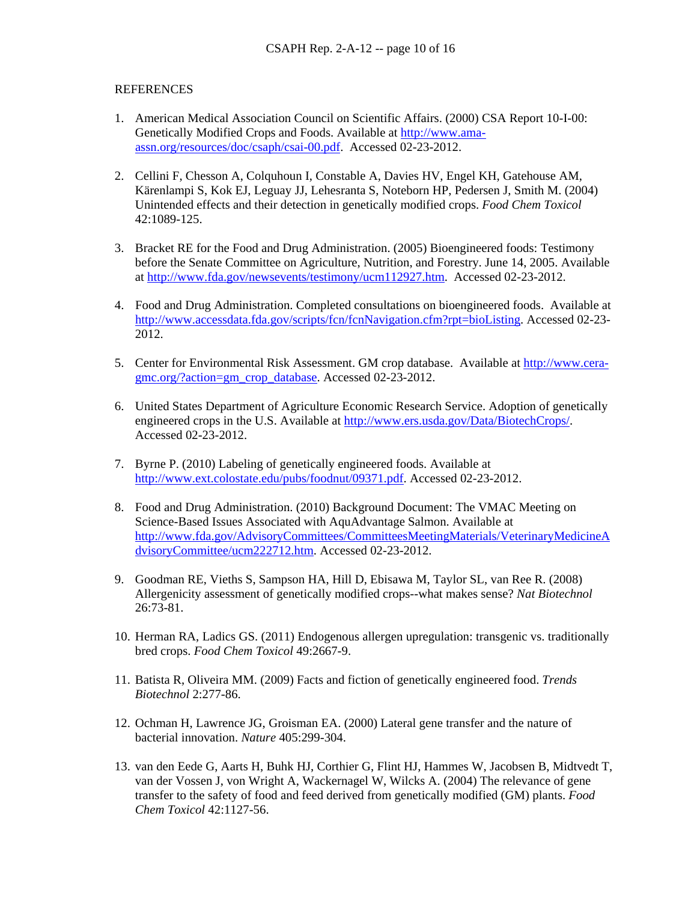## REFERENCES

1. American Medical Association Council on Scientific Affairs. (2000) CSA Report 10-I-00: Genetically Modified Crops and Foods. Available at http://www.ama-assn.org/resources/doc/csaph/csai-00.pdf. Accessed 02-23-2012.

2. Cellini F, Chesson A, Colquhoun I, Constable A, Davies HV, Engel KH, Gatehouse AM, Kärenlampi S, Kok EJ, Leguay JJ, Lehesranta S, Noteborn HP, Pedersen J, Smith M. (2004) Unintended effects and their detection in genetically modified crops. *Food Chem Toxicol* 42:1089-125.

3. Bracket RE for the Food and Drug Administration. (2005) Bioengineered foods: Testimony before the Senate Committee on Agriculture, Nutrition, and Forestry. June 14, 2005. Available at http://www.fda.gov/newsevents/testimony/ucm112927.htm. Accessed 02-23-2012.

4. Food and Drug Administration. Completed consultations on bioengineered foods. Available at http://www.accessdata.fda.gov/scripts/fcn/fcnNavigation.cfm?rpt=bioListing. Accessed 02-23-2012.

5. Center for Environmental Risk Assessment. GM crop database. Available at http://www.cera-gmc.org/?action=gm_crop_database. Accessed 02-23-2012.

6. United States Department of Agriculture Economic Research Service. Adoption of genetically engineered crops in the U.S. Available at http://www.ers.usda.gov/Data/BiotechCrops/. Accessed 02-23-2012.

7. Byrne P. (2010) Labeling of genetically engineered foods. Available at http://www.ext.colostate.edu/pubs/foodnut/09371.pdf. Accessed 02-23-2012.

8. Food and Drug Administration. (2010) Background Document: The VMAC Meeting on Science-Based Issues Associated with AquAdvantage Salmon. Available at http://www.fda.gov/AdvisoryCommittees/CommitteesMeetingMaterials/VeterinaryMedicineAdvisoryCommittee/ucm222712.htm. Accessed 02-23-2012.

9. Goodman RE, Vieths S, Sampson HA, Hill D, Ebisawa M, Taylor SL, van Ree R. (2008) Allergenicity assessment of genetically modified crops--what makes sense? *Nat Biotechnol* 26:73-81.

10. Herman RA, Ladics GS. (2011) Endogenous allergen upregulation: transgenic vs. traditionally bred crops. *Food Chem Toxicol* 49:2667-9.

11. Batista R, Oliveira MM. (2009) Facts and fiction of genetically engineered food. *Trends Biotechnol* 2:277-86.

12. Ochman H, Lawrence JG, Groisman EA. (2000) Lateral gene transfer and the nature of bacterial innovation. *Nature* 405:299-304.

13. van den Eede G, Aarts H, Buhk HJ, Corthier G, Flint HJ, Hammes W, Jacobsen B, Midtvedt T, van der Vossen J, von Wright A, Wackernagel W, Wilcks A. (2004) The relevance of gene transfer to the safety of food and feed derived from genetically modified (GM) plants. *Food Chem Toxicol* 42:1127-56.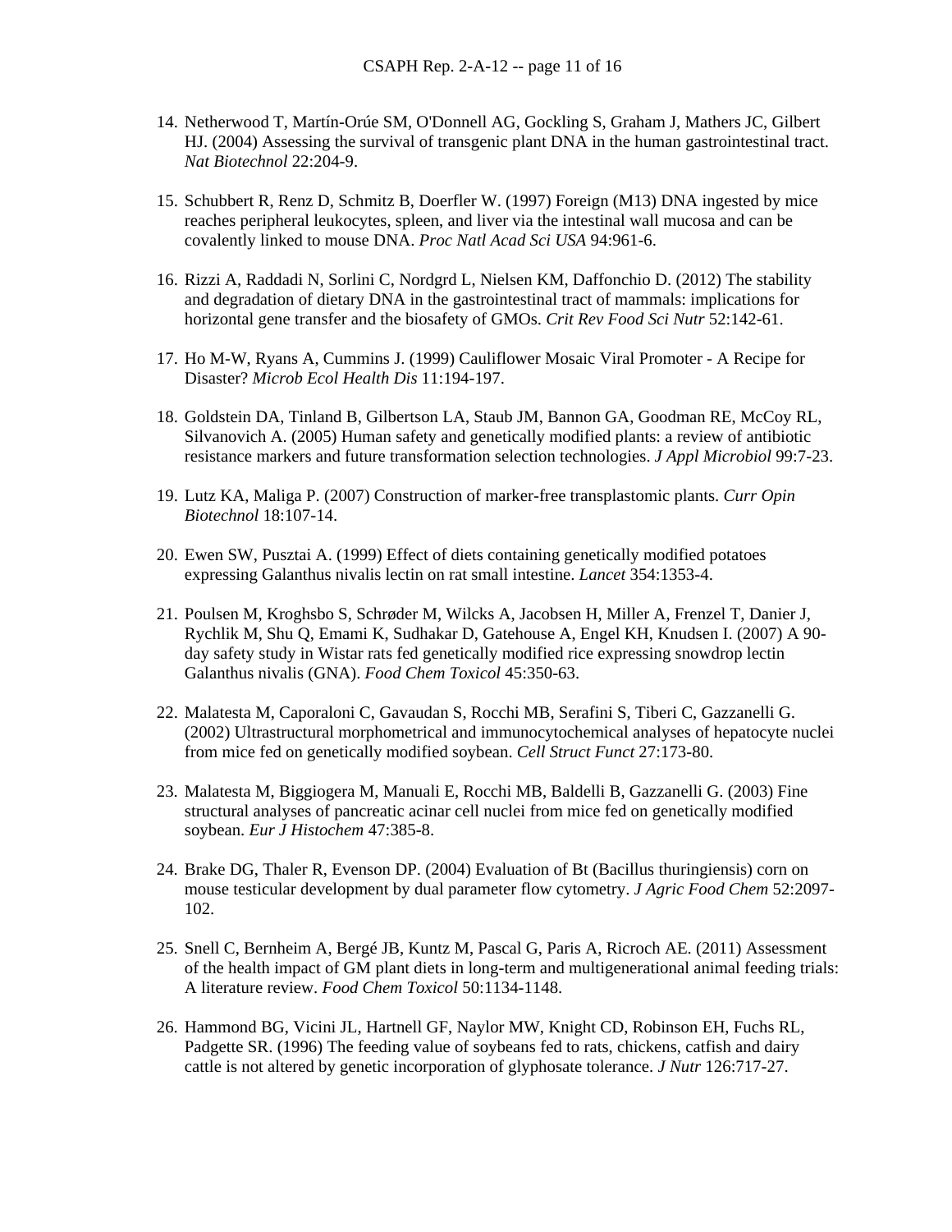14. Netherwood T, Martín-Orúe SM, O'Donnell AG, Gockling S, Graham J, Mathers JC, Gilbert HJ. (2004) Assessing the survival of transgenic plant DNA in the human gastrointestinal tract. *Nat Biotechnol* 22:204-9.

15. Schubbert R, Renz D, Schmitz B, Doerfler W. (1997) Foreign (M13) DNA ingested by mice reaches peripheral leukocytes, spleen, and liver via the intestinal wall mucosa and can be covalently linked to mouse DNA. *Proc Natl Acad Sci USA* 94:961-6.

16. Rizzi A, Raddadi N, Sorlini C, Nordgrd L, Nielsen KM, Daffonchio D. (2012) The stability and degradation of dietary DNA in the gastrointestinal tract of mammals: implications for horizontal gene transfer and the biosafety of GMOs. *Crit Rev Food Sci Nutr* 52:142-61.

17. Ho M-W, Ryans A, Cummins J. (1999) Cauliflower Mosaic Viral Promoter - A Recipe for Disaster? *Microb Ecol Health Dis* 11:194-197.

18. Goldstein DA, Tinland B, Gilbertson LA, Staub JM, Bannon GA, Goodman RE, McCoy RL, Silvanovich A. (2005) Human safety and genetically modified plants: a review of antibiotic resistance markers and future transformation selection technologies. *J Appl Microbiol* 99:7-23.

19. Lutz KA, Maliga P. (2007) Construction of marker-free transplastomic plants. *Curr Opin Biotechnol* 18:107-14.

20. Ewen SW, Pusztai A. (1999) Effect of diets containing genetically modified potatoes expressing Galanthus nivalis lectin on rat small intestine. *Lancet* 354:1353-4.

21. Poulsen M, Kroghsbo S, Schrøder M, Wilcks A, Jacobsen H, Miller A, Frenzel T, Danier J, Rychlik M, Shu Q, Emami K, Sudhakar D, Gatehouse A, Engel KH, Knudsen I. (2007) A 90-day safety study in Wistar rats fed genetically modified rice expressing snowdrop lectin Galanthus nivalis (GNA). *Food Chem Toxicol* 45:350-63.

22. Malatesta M, Caporaloni C, Gavaudan S, Rocchi MB, Serafini S, Tiberi C, Gazzanelli G. (2002) Ultrastructural morphometrical and immunocytochemical analyses of hepatocyte nuclei from mice fed on genetically modified soybean. *Cell Struct Funct* 27:173-80.

23. Malatesta M, Biggiogera M, Manuali E, Rocchi MB, Baldelli B, Gazzanelli G. (2003) Fine structural analyses of pancreatic acinar cell nuclei from mice fed on genetically modified soybean. *Eur J Histochem* 47:385-8.

24. Brake DG, Thaler R, Evenson DP. (2004) Evaluation of Bt (Bacillus thuringiensis) corn on mouse testicular development by dual parameter flow cytometry. *J Agric Food Chem* 52:2097-102.

25. Snell C, Bernheim A, Bergé JB, Kuntz M, Pascal G, Paris A, Ricroch AE. (2011) Assessment of the health impact of GM plant diets in long-term and multigenerational animal feeding trials: A literature review. *Food Chem Toxicol* 50:1134-1148.

26. Hammond BG, Vicini JL, Hartnell GF, Naylor MW, Knight CD, Robinson EH, Fuchs RL, Padgette SR. (1996) The feeding value of soybeans fed to rats, chickens, catfish and dairy cattle is not altered by genetic incorporation of glyphosate tolerance. *J Nutr* 126:717-27.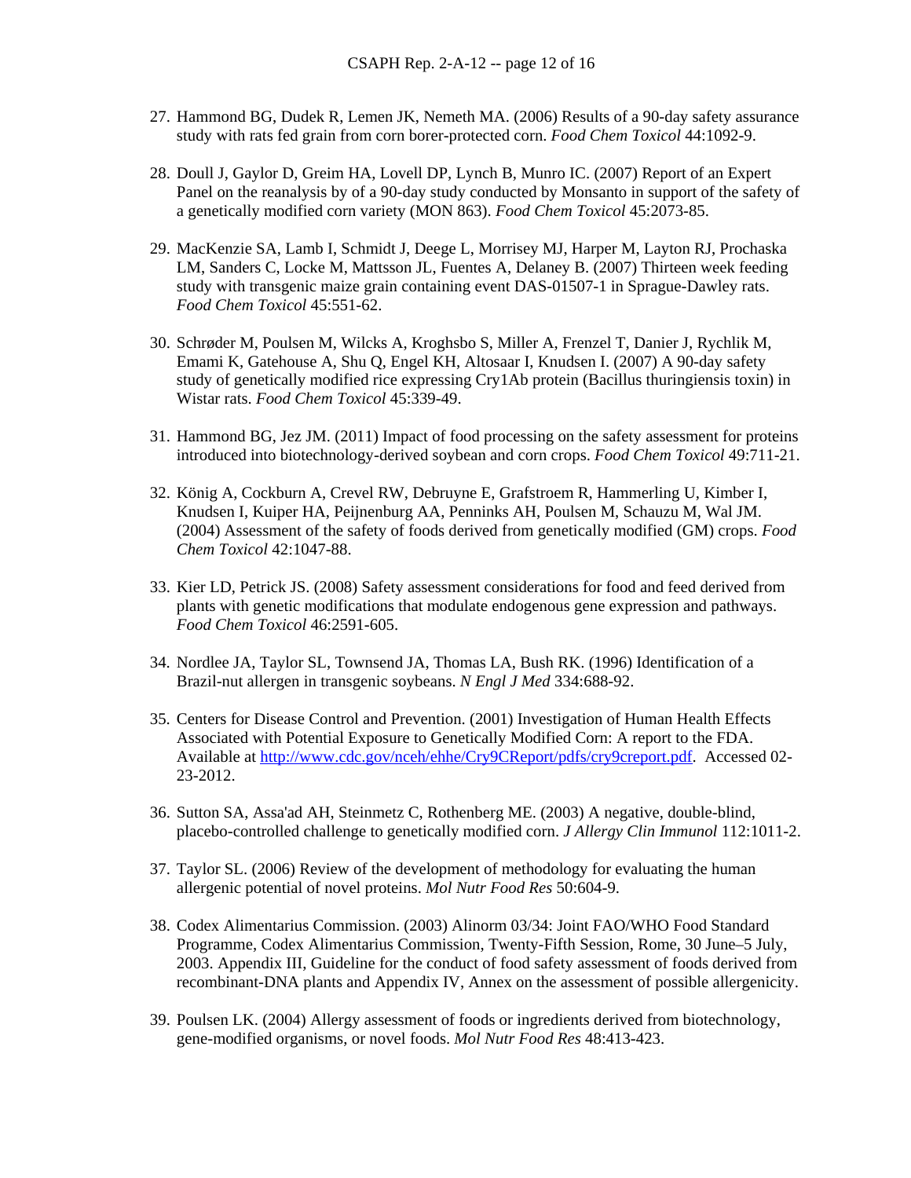27. Hammond BG, Dudek R, Lemen JK, Nemeth MA. (2006) Results of a 90-day safety assurance study with rats fed grain from corn borer-protected corn. *Food Chem Toxicol* 44:1092-9.

28. Doull J, Gaylor D, Greim HA, Lovell DP, Lynch B, Munro IC. (2007) Report of an Expert Panel on the reanalysis by of a 90-day study conducted by Monsanto in support of the safety of a genetically modified corn variety (MON 863). *Food Chem Toxicol* 45:2073-85.

29. MacKenzie SA, Lamb I, Schmidt J, Deege L, Morrisey MJ, Harper M, Layton RJ, Prochaska LM, Sanders C, Locke M, Mattsson JL, Fuentes A, Delaney B. (2007) Thirteen week feeding study with transgenic maize grain containing event DAS-01507-1 in Sprague-Dawley rats. *Food Chem Toxicol* 45:551-62.

30. Schrøder M, Poulsen M, Wilcks A, Kroghsbo S, Miller A, Frenzel T, Danier J, Rychlik M, Emami K, Gatehouse A, Shu Q, Engel KH, Altosaar I, Knudsen I. (2007) A 90-day safety study of genetically modified rice expressing Cry1Ab protein (Bacillus thuringiensis toxin) in Wistar rats. *Food Chem Toxicol* 45:339-49.

31. Hammond BG, Jez JM. (2011) Impact of food processing on the safety assessment for proteins introduced into biotechnology-derived soybean and corn crops. *Food Chem Toxicol* 49:711-21.

32. König A, Cockburn A, Crevel RW, Debruyne E, Grafstroem R, Hammerling U, Kimber I, Knudsen I, Kuiper HA, Peijnenburg AA, Penninks AH, Poulsen M, Schauzu M, Wal JM. (2004) Assessment of the safety of foods derived from genetically modified (GM) crops. *Food Chem Toxicol* 42:1047-88.

33. Kier LD, Petrick JS. (2008) Safety assessment considerations for food and feed derived from plants with genetic modifications that modulate endogenous gene expression and pathways. *Food Chem Toxicol* 46:2591-605.

34. Nordlee JA, Taylor SL, Townsend JA, Thomas LA, Bush RK. (1996) Identification of a Brazil-nut allergen in transgenic soybeans. *N Engl J Med* 334:688-92.

35. Centers for Disease Control and Prevention. (2001) Investigation of Human Health Effects Associated with Potential Exposure to Genetically Modified Corn: A report to the FDA. Available at http://www.cdc.gov/nceh/ehhe/Cry9CReport/pdfs/cry9creport.pdf. Accessed 02-23-2012.

36. Sutton SA, Assa'ad AH, Steinmetz C, Rothenberg ME. (2003) A negative, double-blind, placebo-controlled challenge to genetically modified corn. *J Allergy Clin Immunol* 112:1011-2.

37. Taylor SL. (2006) Review of the development of methodology for evaluating the human allergenic potential of novel proteins. *Mol Nutr Food Res* 50:604-9.

38. Codex Alimentarius Commission. (2003) Alinorm 03/34: Joint FAO/WHO Food Standard Programme, Codex Alimentarius Commission, Twenty-Fifth Session, Rome, 30 June–5 July, 2003. Appendix III, Guideline for the conduct of food safety assessment of foods derived from recombinant-DNA plants and Appendix IV, Annex on the assessment of possible allergenicity.

39. Poulsen LK. (2004) Allergy assessment of foods or ingredients derived from biotechnology, gene-modified organisms, or novel foods. *Mol Nutr Food Res* 48:413-423.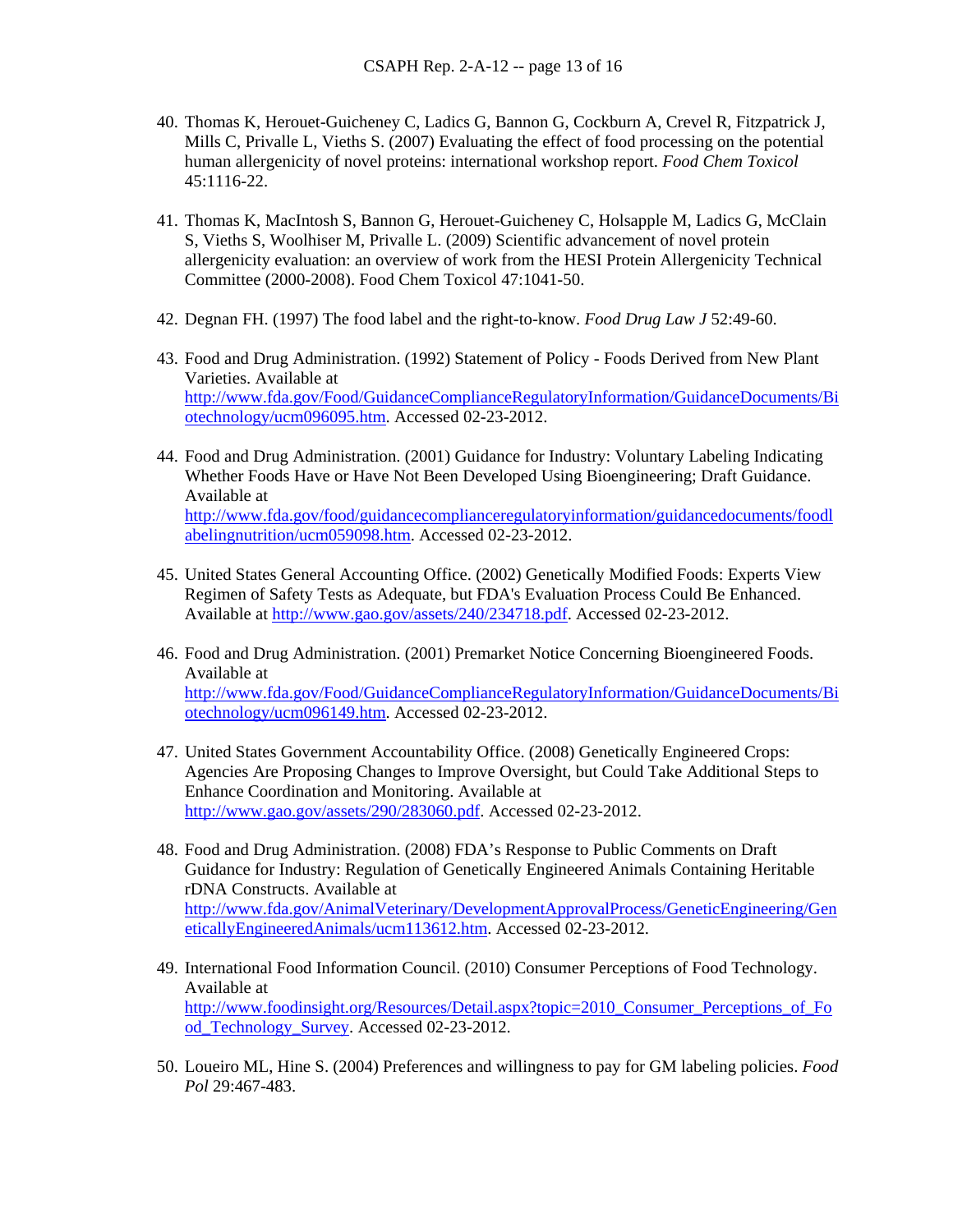40. Thomas K, Herouet-Guicheney C, Ladics G, Bannon G, Cockburn A, Crevel R, Fitzpatrick J, Mills C, Privalle L, Vieths S. (2007) Evaluating the effect of food processing on the potential human allergenicity of novel proteins: international workshop report. *Food Chem Toxicol* 45:1116-22.

41. Thomas K, MacIntosh S, Bannon G, Herouet-Guicheney C, Holsapple M, Ladics G, McClain S, Vieths S, Woolhiser M, Privalle L. (2009) Scientific advancement of novel protein allergenicity evaluation: an overview of work from the HESI Protein Allergenicity Technical Committee (2000-2008). Food Chem Toxicol 47:1041-50.

42. Degnan FH. (1997) The food label and the right-to-know. *Food Drug Law J* 52:49-60.

43. Food and Drug Administration. (1992) Statement of Policy - Foods Derived from New Plant Varieties. Available at http://www.fda.gov/Food/GuidanceComplianceRegulatoryInformation/GuidanceDocuments/Biotechnology/ucm096095.htm. Accessed 02-23-2012.

44. Food and Drug Administration. (2001) Guidance for Industry: Voluntary Labeling Indicating Whether Foods Have or Have Not Been Developed Using Bioengineering; Draft Guidance. Available at http://www.fda.gov/food/guidancecomplianceregulatoryinformation/guidancedocuments/foodlabelingnutrition/ucm059098.htm. Accessed 02-23-2012.

45. United States General Accounting Office. (2002) Genetically Modified Foods: Experts View Regimen of Safety Tests as Adequate, but FDA's Evaluation Process Could Be Enhanced. Available at http://www.gao.gov/assets/240/234718.pdf. Accessed 02-23-2012.

46. Food and Drug Administration. (2001) Premarket Notice Concerning Bioengineered Foods. Available at http://www.fda.gov/Food/GuidanceComplianceRegulatoryInformation/GuidanceDocuments/Biotechnology/ucm096149.htm. Accessed 02-23-2012.

47. United States Government Accountability Office. (2008) Genetically Engineered Crops: Agencies Are Proposing Changes to Improve Oversight, but Could Take Additional Steps to Enhance Coordination and Monitoring. Available at http://www.gao.gov/assets/290/283060.pdf. Accessed 02-23-2012.

48. Food and Drug Administration. (2008) FDA's Response to Public Comments on Draft Guidance for Industry: Regulation of Genetically Engineered Animals Containing Heritable rDNA Constructs. Available at http://www.fda.gov/AnimalVeterinary/DevelopmentApprovalProcess/GeneticEngineering/GeneticallyEngineeredAnimals/ucm113612.htm. Accessed 02-23-2012.

49. International Food Information Council. (2010) Consumer Perceptions of Food Technology. Available at http://www.foodinsight.org/Resources/Detail.aspx?topic=2010_Consumer_Perceptions_of_Food_Technology_Survey. Accessed 02-23-2012.

50. Loueiro ML, Hine S. (2004) Preferences and willingness to pay for GM labeling policies. *Food Pol* 29:467-483.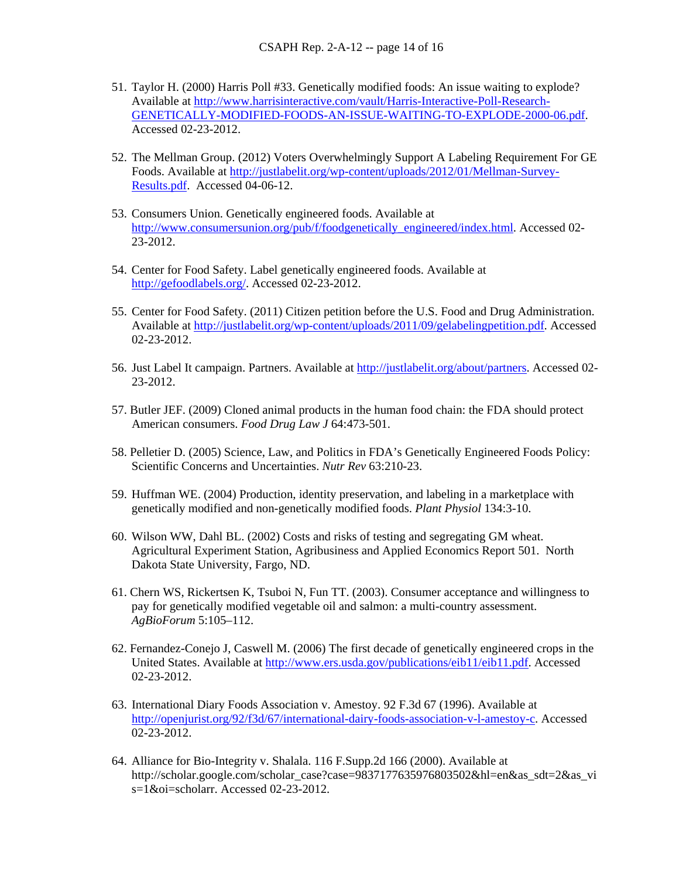51. Taylor H. (2000) Harris Poll #33. Genetically modified foods: An issue waiting to explode? Available at http://www.harrisinteractive.com/vault/Harris-Interactive-Poll-Research-GENETICALLY-MODIFIED-FOODS-AN-ISSUE-WAITING-TO-EXPLODE-2000-06.pdf. Accessed 02-23-2012.

52. The Mellman Group. (2012) Voters Overwhelmingly Support A Labeling Requirement For GE Foods. Available at http://justlabelit.org/wp-content/uploads/2012/01/Mellman-Survey-Results.pdf. Accessed 04-06-12.

53. Consumers Union. Genetically engineered foods. Available at http://www.consumersunion.org/pub/f/foodgenetically_engineered/index.html. Accessed 02-23-2012.

54. Center for Food Safety. Label genetically engineered foods. Available at http://gefoodlabels.org/. Accessed 02-23-2012.

55. Center for Food Safety. (2011) Citizen petition before the U.S. Food and Drug Administration. Available at http://justlabelit.org/wp-content/uploads/2011/09/gelabelingpetition.pdf. Accessed 02-23-2012.

56. Just Label It campaign. Partners. Available at http://justlabelit.org/about/partners. Accessed 02-23-2012.

57. Butler JEF. (2009) Cloned animal products in the human food chain: the FDA should protect American consumers. *Food Drug Law J* 64:473-501.

58. Pelletier D. (2005) Science, Law, and Politics in FDA's Genetically Engineered Foods Policy: Scientific Concerns and Uncertainties. *Nutr Rev* 63:210-23.

59. Huffman WE. (2004) Production, identity preservation, and labeling in a marketplace with genetically modified and non-genetically modified foods. *Plant Physiol* 134:3-10.

60. Wilson WW, Dahl BL. (2002) Costs and risks of testing and segregating GM wheat. Agricultural Experiment Station, Agribusiness and Applied Economics Report 501. North Dakota State University, Fargo, ND.

61. Chern WS, Rickertsen K, Tsuboi N, Fun TT. (2003). Consumer acceptance and willingness to pay for genetically modified vegetable oil and salmon: a multi-country assessment. *AgBioForum* 5:105–112.

62. Fernandez-Conejo J, Caswell M. (2006) The first decade of genetically engineered crops in the United States. Available at http://www.ers.usda.gov/publications/eib11/eib11.pdf. Accessed 02-23-2012.

63. International Diary Foods Association v. Amestoy. 92 F.3d 67 (1996). Available at http://openjurist.org/92/f3d/67/international-dairy-foods-association-v-l-amestoy-c. Accessed 02-23-2012.

64. Alliance for Bio-Integrity v. Shalala. 116 F.Supp.2d 166 (2000). Available at http://scholar.google.com/scholar_case?case=9837177635976803502&hl=en&as_sdt=2&as_vis=1&oi=scholarr. Accessed 02-23-2012.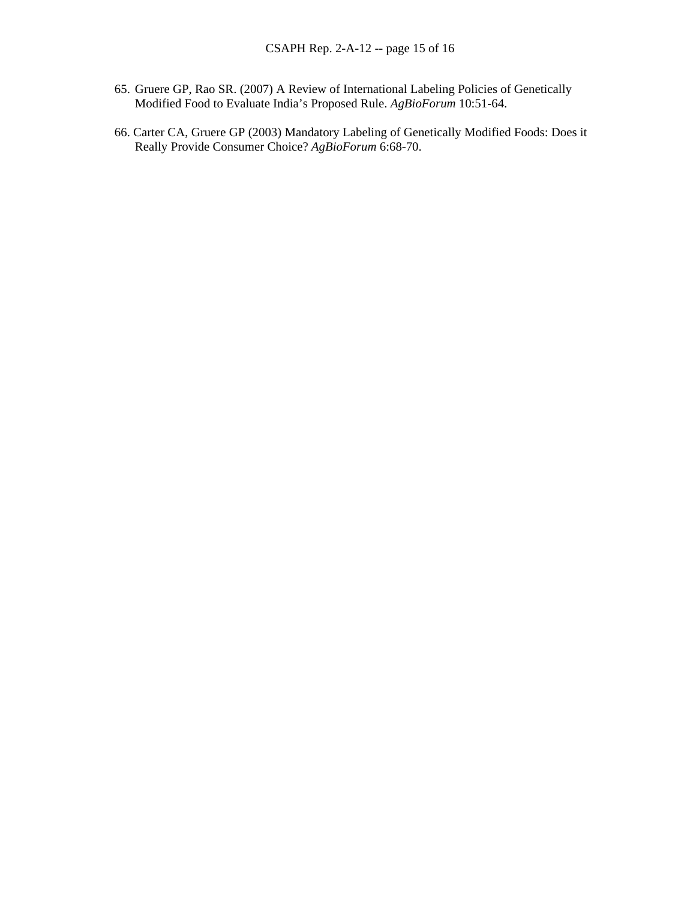65. Gruere GP, Rao SR. (2007) A Review of International Labeling Policies of Genetically Modified Food to Evaluate India's Proposed Rule. *AgBioForum* 10:51-64.

66. Carter CA, Gruere GP (2003) Mandatory Labeling of Genetically Modified Foods: Does it Really Provide Consumer Choice? *AgBioForum* 6:68-70.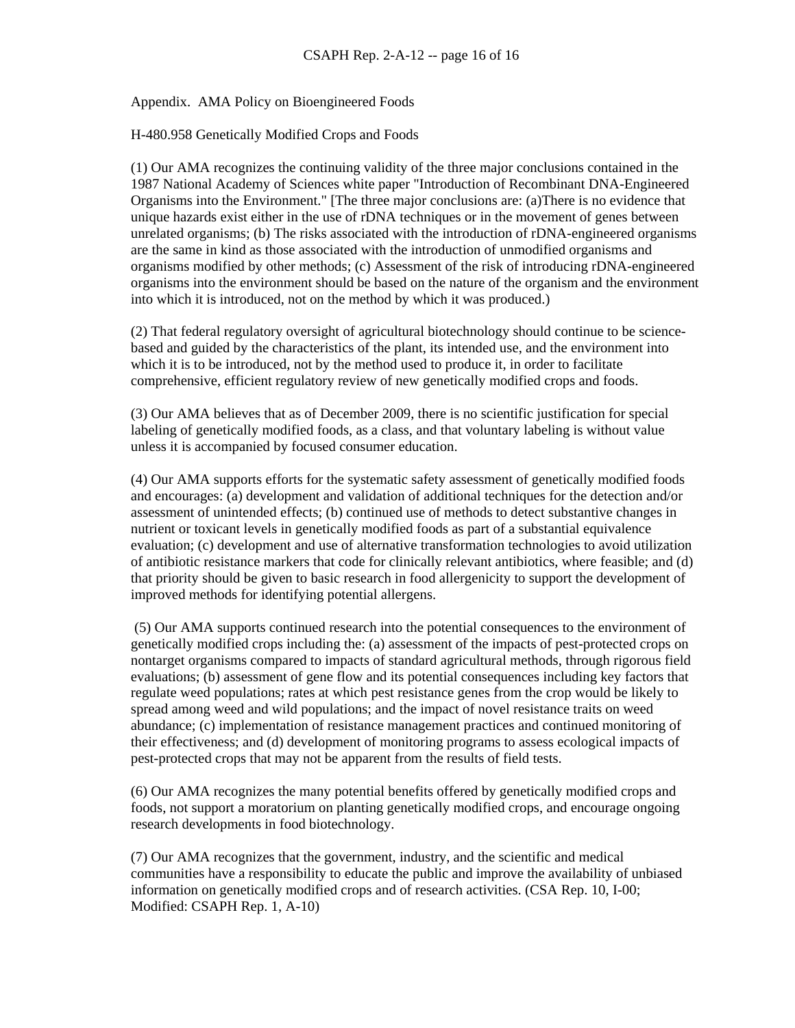Appendix. AMA Policy on Bioengineered Foods

H-480.958 Genetically Modified Crops and Foods

(1) Our AMA recognizes the continuing validity of the three major conclusions contained in the 1987 National Academy of Sciences white paper "Introduction of Recombinant DNA-Engineered Organisms into the Environment." [The three major conclusions are: (a)There is no evidence that unique hazards exist either in the use of rDNA techniques or in the movement of genes between unrelated organisms; (b) The risks associated with the introduction of rDNA-engineered organisms are the same in kind as those associated with the introduction of unmodified organisms and organisms modified by other methods; (c) Assessment of the risk of introducing rDNA-engineered organisms into the environment should be based on the nature of the organism and the environment into which it is introduced, not on the method by which it was produced.)

(2) That federal regulatory oversight of agricultural biotechnology should continue to be science-based and guided by the characteristics of the plant, its intended use, and the environment into which it is to be introduced, not by the method used to produce it, in order to facilitate comprehensive, efficient regulatory review of new genetically modified crops and foods.

(3) Our AMA believes that as of December 2009, there is no scientific justification for special labeling of genetically modified foods, as a class, and that voluntary labeling is without value unless it is accompanied by focused consumer education.

(4) Our AMA supports efforts for the systematic safety assessment of genetically modified foods and encourages: (a) development and validation of additional techniques for the detection and/or assessment of unintended effects; (b) continued use of methods to detect substantive changes in nutrient or toxicant levels in genetically modified foods as part of a substantial equivalence evaluation; (c) development and use of alternative transformation technologies to avoid utilization of antibiotic resistance markers that code for clinically relevant antibiotics, where feasible; and (d) that priority should be given to basic research in food allergenicity to support the development of improved methods for identifying potential allergens.

(5) Our AMA supports continued research into the potential consequences to the environment of genetically modified crops including the: (a) assessment of the impacts of pest-protected crops on nontarget organisms compared to impacts of standard agricultural methods, through rigorous field evaluations; (b) assessment of gene flow and its potential consequences including key factors that regulate weed populations; rates at which pest resistance genes from the crop would be likely to spread among weed and wild populations; and the impact of novel resistance traits on weed abundance; (c) implementation of resistance management practices and continued monitoring of their effectiveness; and (d) development of monitoring programs to assess ecological impacts of pest-protected crops that may not be apparent from the results of field tests.

(6) Our AMA recognizes the many potential benefits offered by genetically modified crops and foods, not support a moratorium on planting genetically modified crops, and encourage ongoing research developments in food biotechnology.

(7) Our AMA recognizes that the government, industry, and the scientific and medical communities have a responsibility to educate the public and improve the availability of unbiased information on genetically modified crops and of research activities. (CSA Rep. 10, I-00; Modified: CSAPH Rep. 1, A-10)